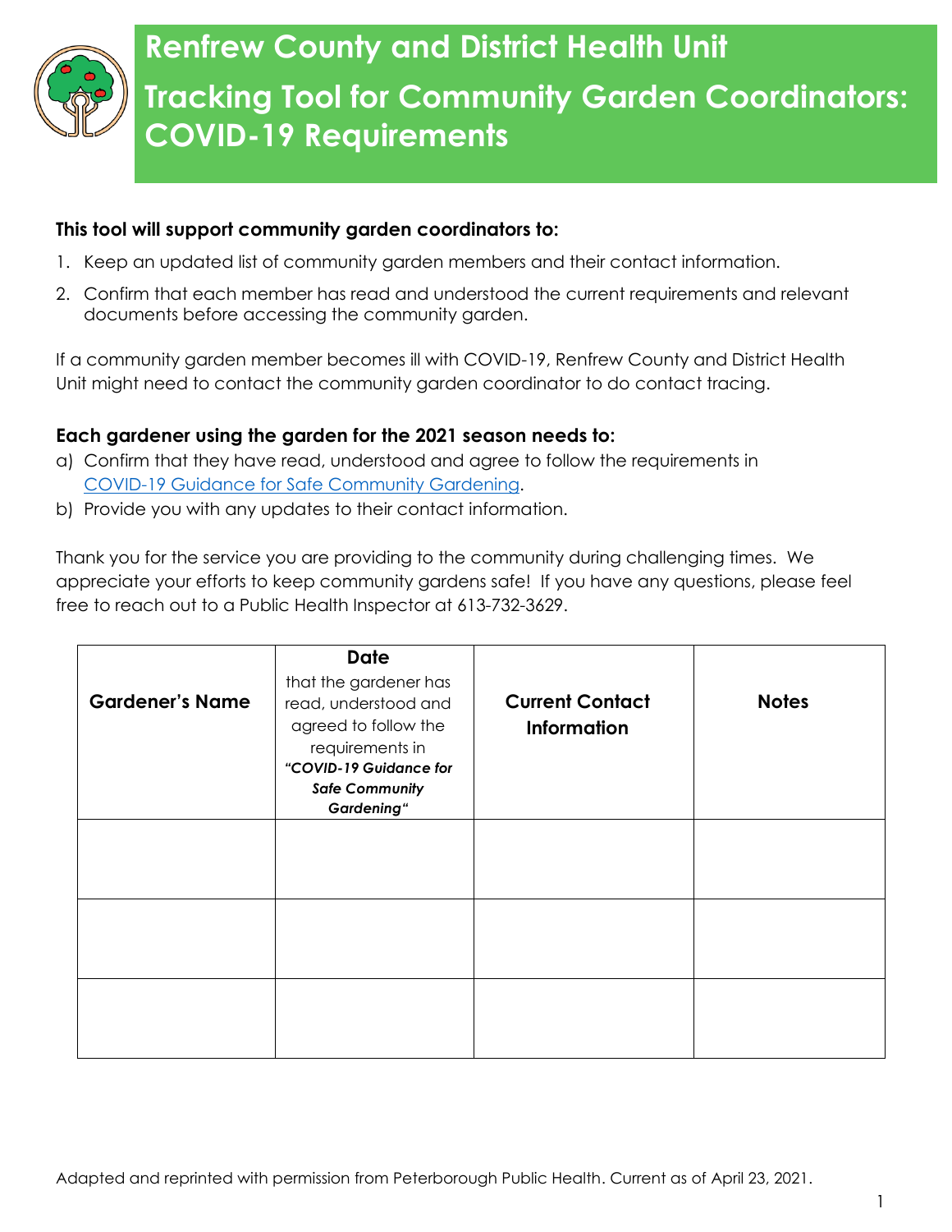# Renfrew County and District Health Unit

# Tracking Tool for Community Garden Coordinators: COVID-19 Requirements

**This tool will support community garden coordinators to:**

1. Keep an updated list of community garden members and their contact information.
2. Confirm that each member has read and understood the current requirements and relevant documents before accessing the community garden.

If a community garden member becomes ill with COVID-19, Renfrew County and District Health Unit might need to contact the community garden coordinator to do contact tracing.

**Each gardener using the garden for the 2021 season needs to:**

a) Confirm that they have read, understood and agree to follow the requirements in COVID-19 Guidance for Safe Community Gardening.
b) Provide you with any updates to their contact information.

Thank you for the service you are providing to the community during challenging times. We appreciate your efforts to keep community gardens safe! If you have any questions, please feel free to reach out to a Public Health Inspector at 613-732-3629.

| Gardener's Name | **Date** that the gardener has read, understood and agreed to follow the requirements in ***"COVID-19 Guidance for Safe Community Gardening"*** | Current Contact Information | Notes |
|---|---|---|---|
| | | | |
| | | | |
| | | | |

Adapted and reprinted with permission from Peterborough Public Health. Current as of April 23, 2021.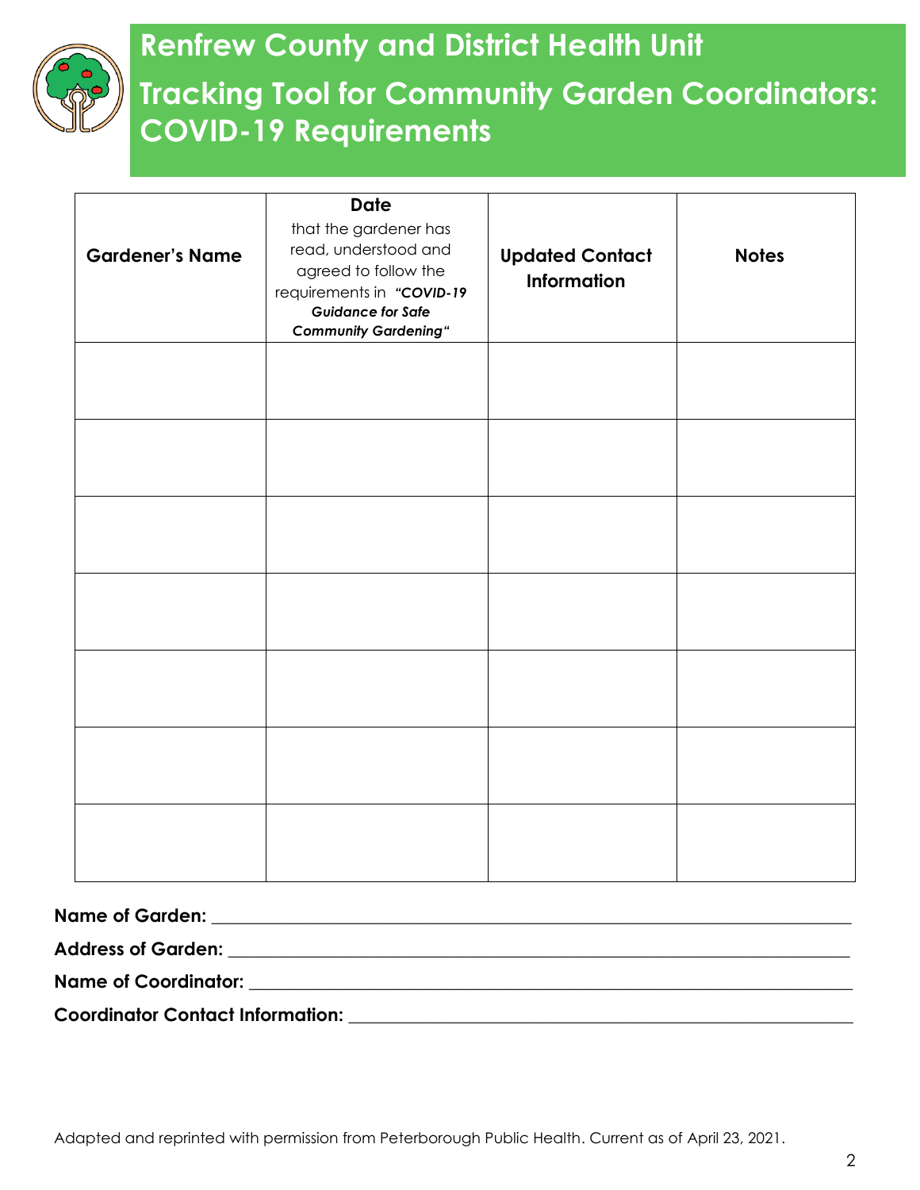# Renfrew County and District Health Unit

# Tracking Tool for Community Garden Coordinators: COVID-19 Requirements

| Gardener's Name | **Date** that the gardener has read, understood and agreed to follow the requirements in ***"COVID-19 Guidance for Safe Community Gardening"*** | Updated Contact Information | Notes |
|---|---|---|---|
| | | | |
| | | | |
| | | | |
| | | | |
| | | | |
| | | | |
| | | | |

**Name of Garden:** ___________________________________________

**Address of Garden:** ___________________________________________

**Name of Coordinator:** ___________________________________________

**Coordinator Contact Information:** ___________________________________________

Adapted and reprinted with permission from Peterborough Public Health. Current as of April 23, 2021.